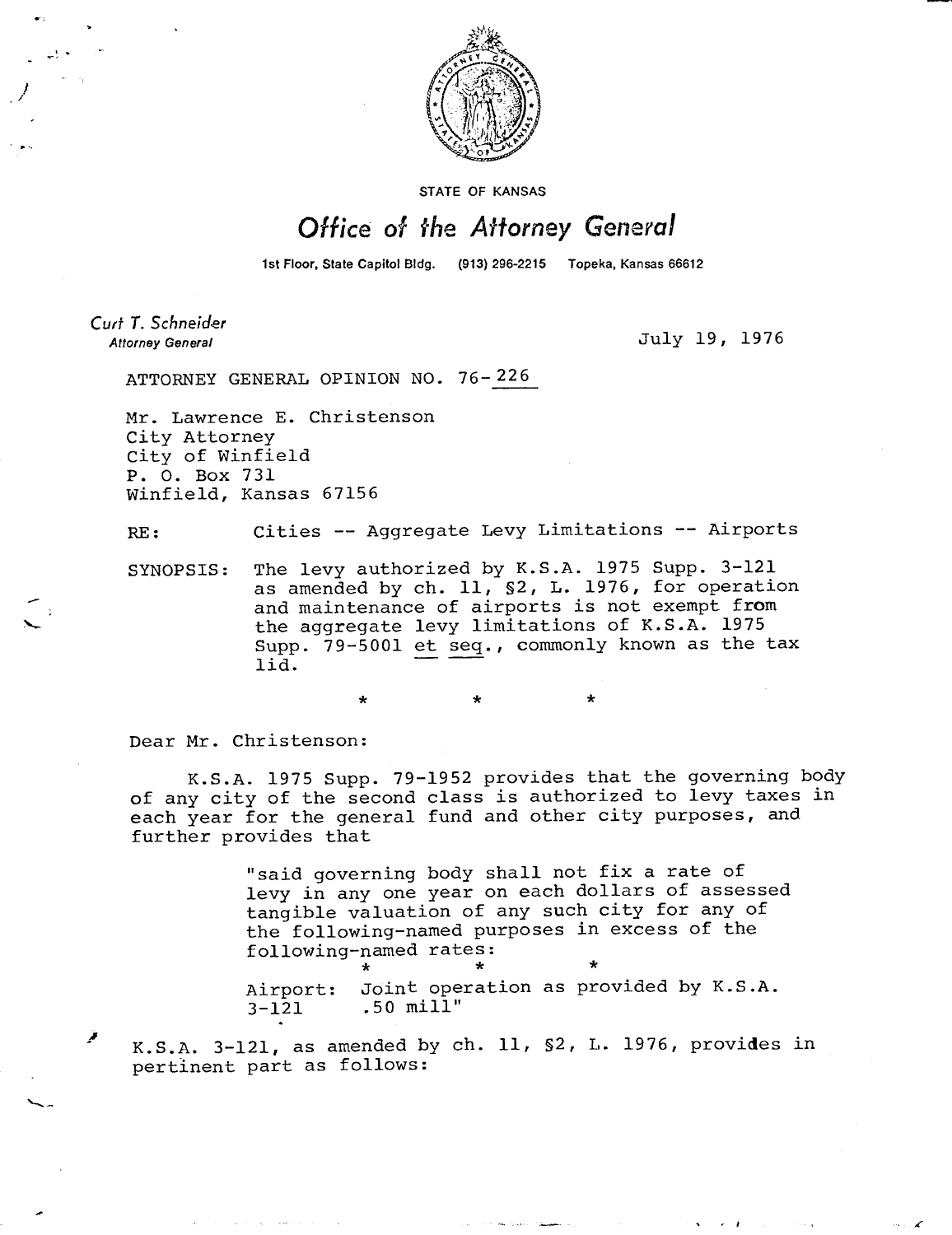STATE OF KANSAS

# Office of the Attorney General

1st Floor, State Capitol Bldg. (913) 296-2215 Topeka, Kansas 66612

*Curt T. Schneider*
*Attorney General*

July 19, 1976

ATTORNEY GENERAL OPINION NO. 76-226

Mr. Lawrence E. Christenson
City Attorney
City of Winfield
P. O. Box 731
Winfield, Kansas 67156

RE: Cities -- Aggregate Levy Limitations -- Airports

SYNOPSIS: The levy authorized by K.S.A. 1975 Supp. 3-121 as amended by ch. 11, §2, L. 1976, for operation and maintenance of airports is not exempt from the aggregate levy limitations of K.S.A. 1975 Supp. 79-5001 et seq., commonly known as the tax lid.

\* \* \*

Dear Mr. Christenson:

K.S.A. 1975 Supp. 79-1952 provides that the governing body of any city of the second class is authorized to levy taxes in each year for the general fund and other city purposes, and further provides that

> "said governing body shall not fix a rate of levy in any one year on each dollars of assessed tangible valuation of any such city for any of the following-named purposes in excess of the following-named rates:
>
> \* \* \*
>
> Airport: Joint operation as provided by K.S.A. 3-121 .50 mill"

K.S.A. 3-121, as amended by ch. 11, §2, L. 1976, provides in pertinent part as follows: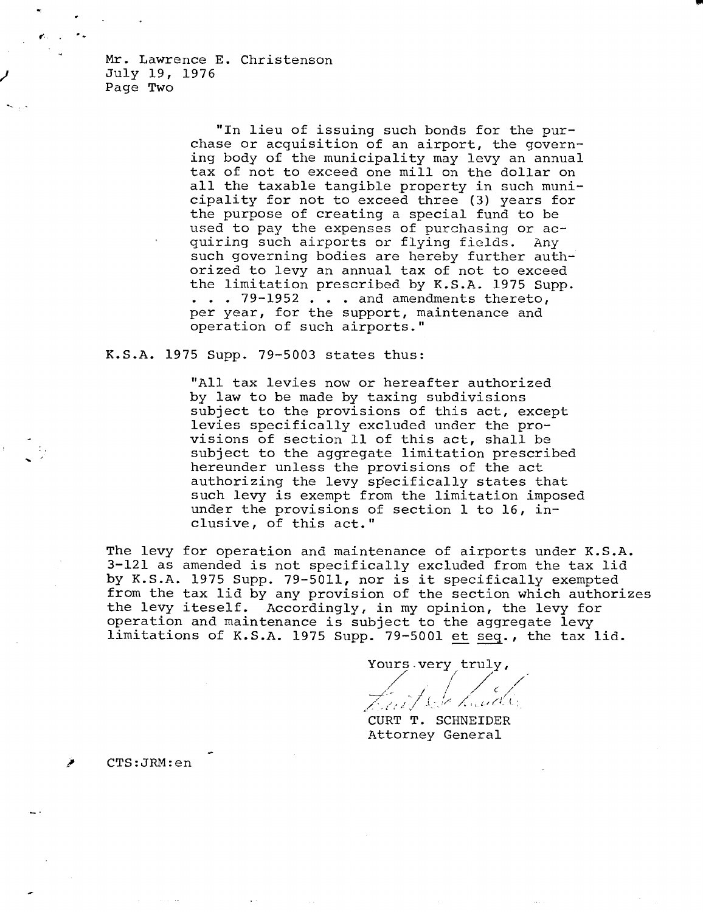Mr. Lawrence E. Christenson
July 19, 1976
Page Two

> "In lieu of issuing such bonds for the purchase or acquisition of an airport, the governing body of the municipality may levy an annual tax of not to exceed one mill on the dollar on all the taxable tangible property in such municipality for not to exceed three (3) years for the purpose of creating a special fund to be used to pay the expenses of purchasing or acquiring such airports or flying fields. Any such governing bodies are hereby further authorized to levy an annual tax of not to exceed the limitation prescribed by K.S.A. 1975 Supp. . . . 79-1952 . . . and amendments thereto, per year, for the support, maintenance and operation of such airports."

K.S.A. 1975 Supp. 79-5003 states thus:

> "All tax levies now or hereafter authorized by law to be made by taxing subdivisions subject to the provisions of this act, except levies specifically excluded under the provisions of section 11 of this act, shall be subject to the aggregate limitation prescribed hereunder unless the provisions of the act authorizing the levy specifically states that such levy is exempt from the limitation imposed under the provisions of section 1 to 16, inclusive, of this act."

The levy for operation and maintenance of airports under K.S.A. 3-121 as amended is not specifically excluded from the tax lid by K.S.A. 1975 Supp. 79-5011, nor is it specifically exempted from the tax lid by any provision of the section which authorizes the levy iteself. Accordingly, in my opinion, the levy for operation and maintenance is subject to the aggregate levy limitations of K.S.A. 1975 Supp. 79-5001 <u>et seq</u>., the tax lid.

Yours very truly,

CURT T. SCHNEIDER
Attorney General

CTS:JRM:en